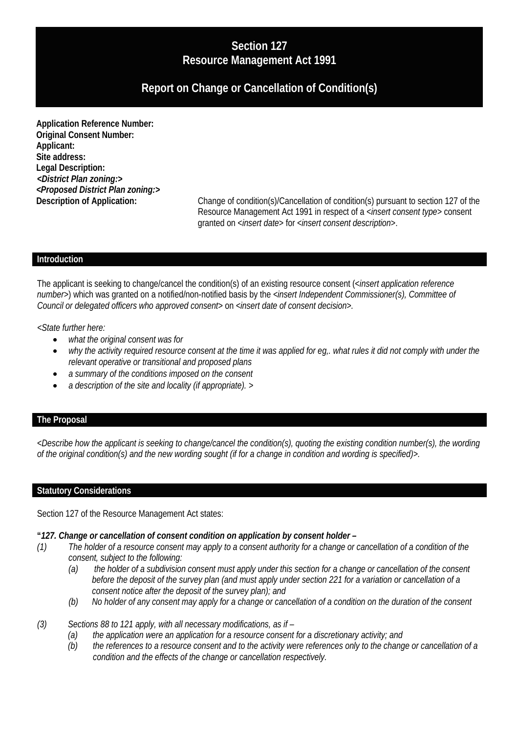# Section 127
# Resource Management Act 1991

## Report on Change or Cancellation of Condition(s)

**Application Reference Number:**
**Original Consent Number:**
**Applicant:**
**Site address:**
**Legal Description:**
***<District Plan zoning:>***
***<Proposed District Plan zoning:>***
**Description of Application:** Change of condition(s)/Cancellation of condition(s) pursuant to section 127 of the Resource Management Act 1991 in respect of a <*insert consent type*> consent granted on <*insert date*> for <*insert consent description*>.

## Introduction

The applicant is seeking to change/cancel the condition(s) of an existing resource consent (<*insert application reference number*>) which was granted on a notified/non-notified basis by the <*insert Independent Commissioner(s), Committee of Council or delegated officers who approved consent*> on <*insert date of consent decision*>.

*<State further here:*

- *what the original consent was for*
- *why the activity required resource consent at the time it was applied for eg,. what rules it did not comply with under the relevant operative or transitional and proposed plans*
- *a summary of the conditions imposed on the consent*
- *a description of the site and locality (if appropriate). >*

## The Proposal

*<Describe how the applicant is seeking to change/cancel the condition(s), quoting the existing condition number(s), the wording of the original condition(s) and the new wording sought (if for a change in condition and wording is specified)>.*

## Statutory Considerations

Section 127 of the Resource Management Act states:

**"*127. Change or cancellation of consent condition on application by consent holder –***

*(1) The holder of a resource consent may apply to a consent authority for a change or cancellation of a condition of the consent, subject to the following:*

*(a) the holder of a subdivision consent must apply under this section for a change or cancellation of the consent before the deposit of the survey plan (and must apply under section 221 for a variation or cancellation of a consent notice after the deposit of the survey plan); and*

*(b) No holder of any consent may apply for a change or cancellation of a condition on the duration of the consent*

*(3) Sections 88 to 121 apply, with all necessary modifications, as if –*

*(a) the application were an application for a resource consent for a discretionary activity; and*

*(b) the references to a resource consent and to the activity were references only to the change or cancellation of a condition and the effects of the change or cancellation respectively.*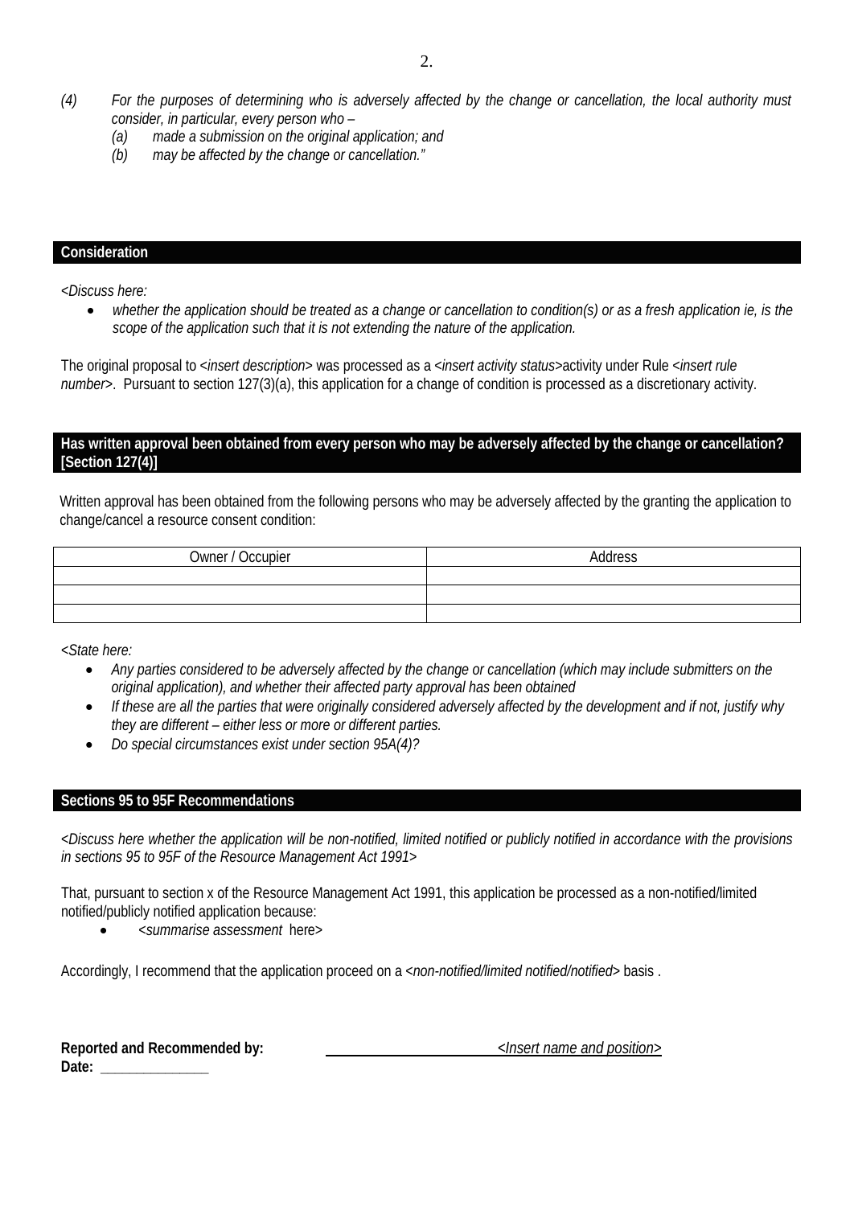*(4) For the purposes of determining who is adversely affected by the change or cancellation, the local authority must consider, in particular, every person who –*

- *(a) made a submission on the original application; and*
- *(b) may be affected by the change or cancellation."*

## Consideration

<*Discuss here:*

- *whether the application should be treated as a change or cancellation to condition(s) or as a fresh application ie, is the scope of the application such that it is not extending the nature of the application.*

The original proposal to <*insert description*> was processed as a <*insert activity status*>activity under Rule <*insert rule number*>. Pursuant to section 127(3)(a), this application for a change of condition is processed as a discretionary activity.

## Has written approval been obtained from every person who may be adversely affected by the change or cancellation? [Section 127(4)]

Written approval has been obtained from the following persons who may be adversely affected by the granting the application to change/cancel a resource consent condition:

| Owner / Occupier | Address |
|---|---|
| | |
| | |
| | |

<*State here:*

- *Any parties considered to be adversely affected by the change or cancellation (which may include submitters on the original application), and whether their affected party approval has been obtained*
- *If these are all the parties that were originally considered adversely affected by the development and if not, justify why they are different – either less or more or different parties.*
- *Do special circumstances exist under section 95A(4)?*

## Sections 95 to 95F Recommendations

<*Discuss here whether the application will be non-notified, limited notified or publicly notified in accordance with the provisions in sections 95 to 95F of the Resource Management Act 1991*>

That, pursuant to section x of the Resource Management Act 1991, this application be processed as a non-notified/limited notified/publicly notified application because:

- <*summarise assessment* here>

Accordingly, I recommend that the application proceed on a <*non-notified/limited notified/notified*> basis .

**Reported and Recommended by:** <*Insert name and position*>

**Date:** ______________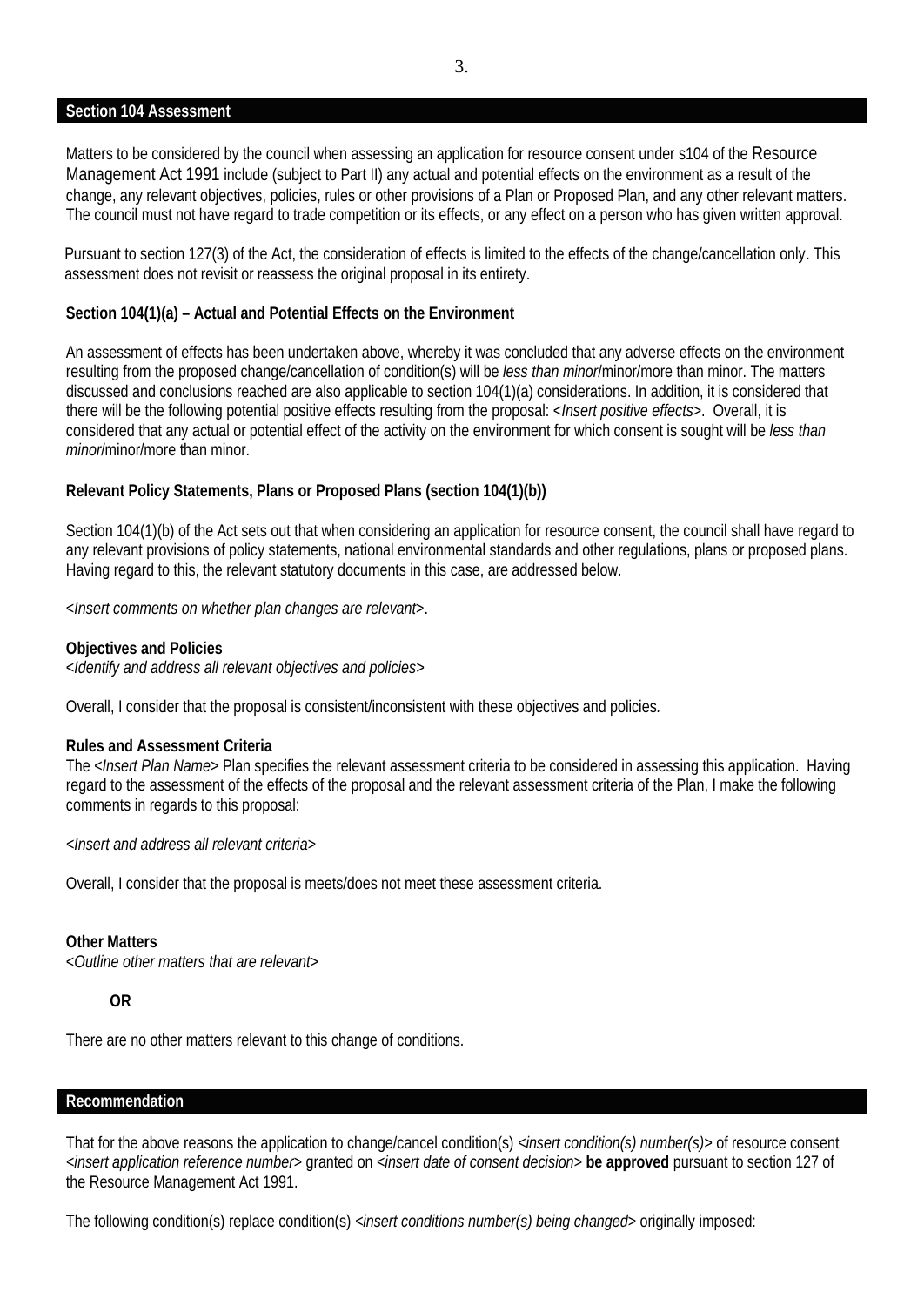## Section 104 Assessment

Matters to be considered by the council when assessing an application for resource consent under s104 of the Resource Management Act 1991 include (subject to Part II) any actual and potential effects on the environment as a result of the change, any relevant objectives, policies, rules or other provisions of a Plan or Proposed Plan, and any other relevant matters. The council must not have regard to trade competition or its effects, or any effect on a person who has given written approval.

Pursuant to section 127(3) of the Act, the consideration of effects is limited to the effects of the change/cancellation only. This assessment does not revisit or reassess the original proposal in its entirety.

**Section 104(1)(a) – Actual and Potential Effects on the Environment**

An assessment of effects has been undertaken above, whereby it was concluded that any adverse effects on the environment resulting from the proposed change/cancellation of condition(s) will be *less than minor*/minor/more than minor. The matters discussed and conclusions reached are also applicable to section 104(1)(a) considerations. In addition, it is considered that there will be the following potential positive effects resulting from the proposal: <*Insert positive effects*>. Overall, it is considered that any actual or potential effect of the activity on the environment for which consent is sought will be *less than minor*/minor/more than minor.

**Relevant Policy Statements, Plans or Proposed Plans (section 104(1)(b))**

Section 104(1)(b) of the Act sets out that when considering an application for resource consent, the council shall have regard to any relevant provisions of policy statements, national environmental standards and other regulations, plans or proposed plans. Having regard to this, the relevant statutory documents in this case, are addressed below.

<*Insert comments on whether plan changes are relevant*>.

**Objectives and Policies**
<*Identify and address all relevant objectives and policies*>

Overall, I consider that the proposal is consistent/inconsistent with these objectives and policies.

**Rules and Assessment Criteria**
The <*Insert Plan Name*> Plan specifies the relevant assessment criteria to be considered in assessing this application. Having regard to the assessment of the effects of the proposal and the relevant assessment criteria of the Plan, I make the following comments in regards to this proposal:

<*Insert and address all relevant criteria*>

Overall, I consider that the proposal is meets/does not meet these assessment criteria.

**Other Matters**
<*Outline other matters that are relevant*>

**OR**

There are no other matters relevant to this change of conditions.

## Recommendation

That for the above reasons the application to change/cancel condition(s) <*insert condition(s) number(s)*> of resource consent <*insert application reference number*> granted on <*insert date of consent decision*> **be approved** pursuant to section 127 of the Resource Management Act 1991.

The following condition(s) replace condition(s) <*insert conditions number(s) being changed*> originally imposed: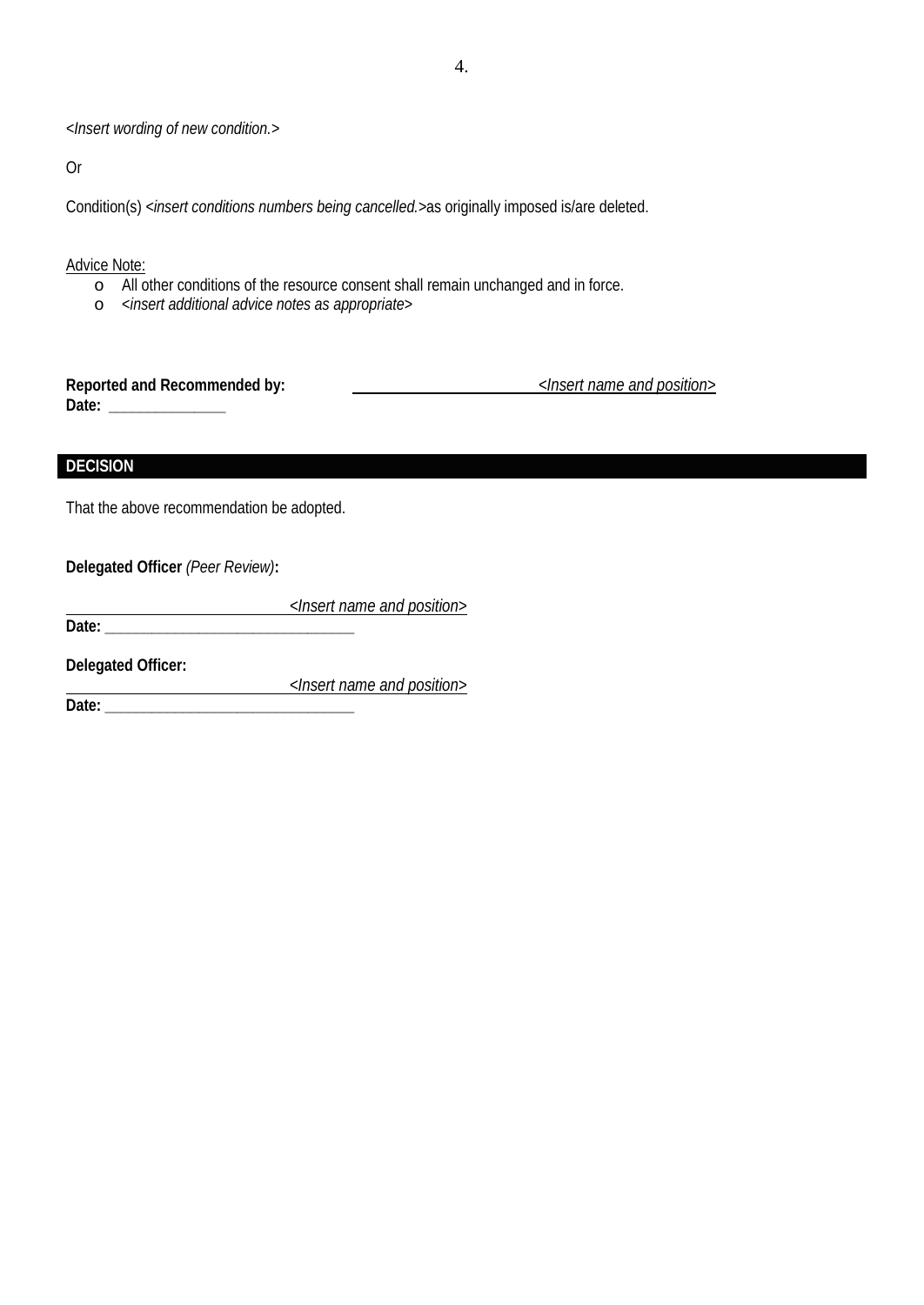*<Insert wording of new condition.>*

Or

Condition(s) *<insert conditions numbers being cancelled.>*as originally imposed is/are deleted.

Advice Note:

- All other conditions of the resource consent shall remain unchanged and in force.
- *<insert additional advice notes as appropriate>*

**Reported and Recommended by:** ______________________ *<Insert name and position>*
**Date:** _______________

## DECISION

That the above recommendation be adopted.

**Delegated Officer** *(Peer Review)***:**

___________________________ *<Insert name and position>*
**Date:** ________________________________

**Delegated Officer:**

___________________________ *<Insert name and position>*
**Date:** ________________________________